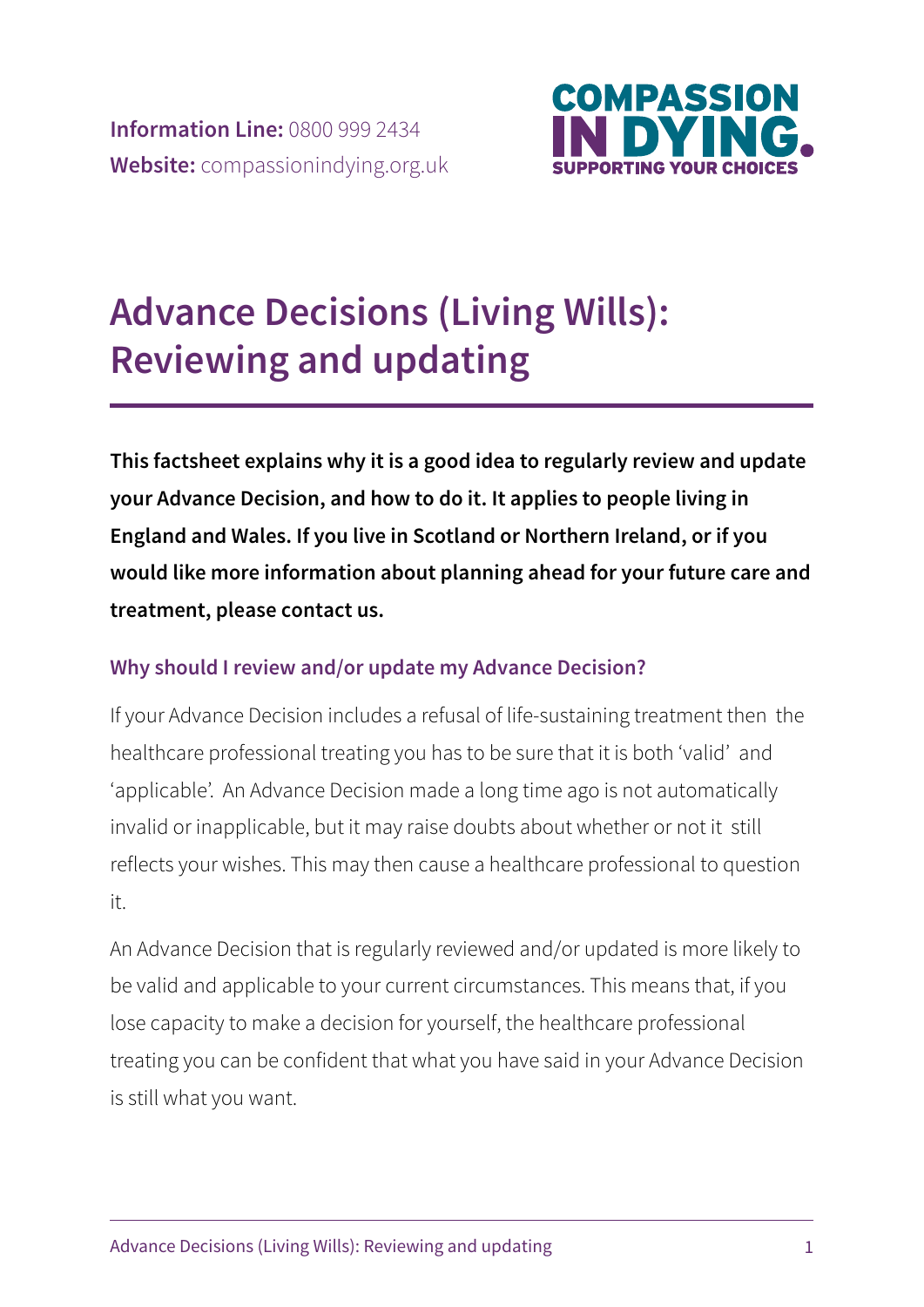**Information Line:** 0800 999 2434
**Website:** compassionindying.org.uk

COMPASSION IN DYING. SUPPORTING YOUR CHOICES

# Advance Decisions (Living Wills): Reviewing and updating

**This factsheet explains why it is a good idea to regularly review and update your Advance Decision, and how to do it. It applies to people living in England and Wales. If you live in Scotland or Northern Ireland, or if you would like more information about planning ahead for your future care and treatment, please contact us.**

## Why should I review and/or update my Advance Decision?

If your Advance Decision includes a refusal of life-sustaining treatment then the healthcare professional treating you has to be sure that it is both 'valid' and 'applicable'. An Advance Decision made a long time ago is not automatically invalid or inapplicable, but it may raise doubts about whether or not it still reflects your wishes. This may then cause a healthcare professional to question it.

An Advance Decision that is regularly reviewed and/or updated is more likely to be valid and applicable to your current circumstances. This means that, if you lose capacity to make a decision for yourself, the healthcare professional treating you can be confident that what you have said in your Advance Decision is still what you want.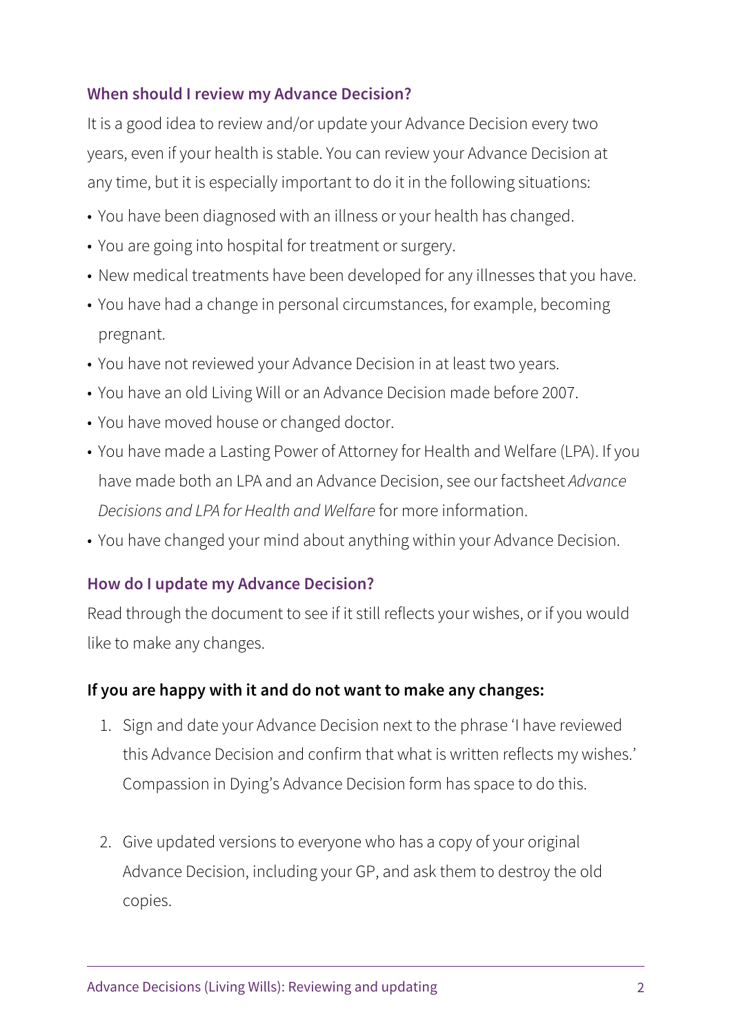### When should I review my Advance Decision?

It is a good idea to review and/or update your Advance Decision every two years, even if your health is stable. You can review your Advance Decision at any time, but it is especially important to do it in the following situations:

- You have been diagnosed with an illness or your health has changed.
- You are going into hospital for treatment or surgery.
- New medical treatments have been developed for any illnesses that you have.
- You have had a change in personal circumstances, for example, becoming pregnant.
- You have not reviewed your Advance Decision in at least two years.
- You have an old Living Will or an Advance Decision made before 2007.
- You have moved house or changed doctor.
- You have made a Lasting Power of Attorney for Health and Welfare (LPA). If you have made both an LPA and an Advance Decision, see our factsheet *Advance Decisions and LPA for Health and Welfare* for more information.
- You have changed your mind about anything within your Advance Decision.

### How do I update my Advance Decision?

Read through the document to see if it still reflects your wishes, or if you would like to make any changes.

**If you are happy with it and do not want to make any changes:**

1. Sign and date your Advance Decision next to the phrase 'I have reviewed this Advance Decision and confirm that what is written reflects my wishes.' Compassion in Dying's Advance Decision form has space to do this.

2. Give updated versions to everyone who has a copy of your original Advance Decision, including your GP, and ask them to destroy the old copies.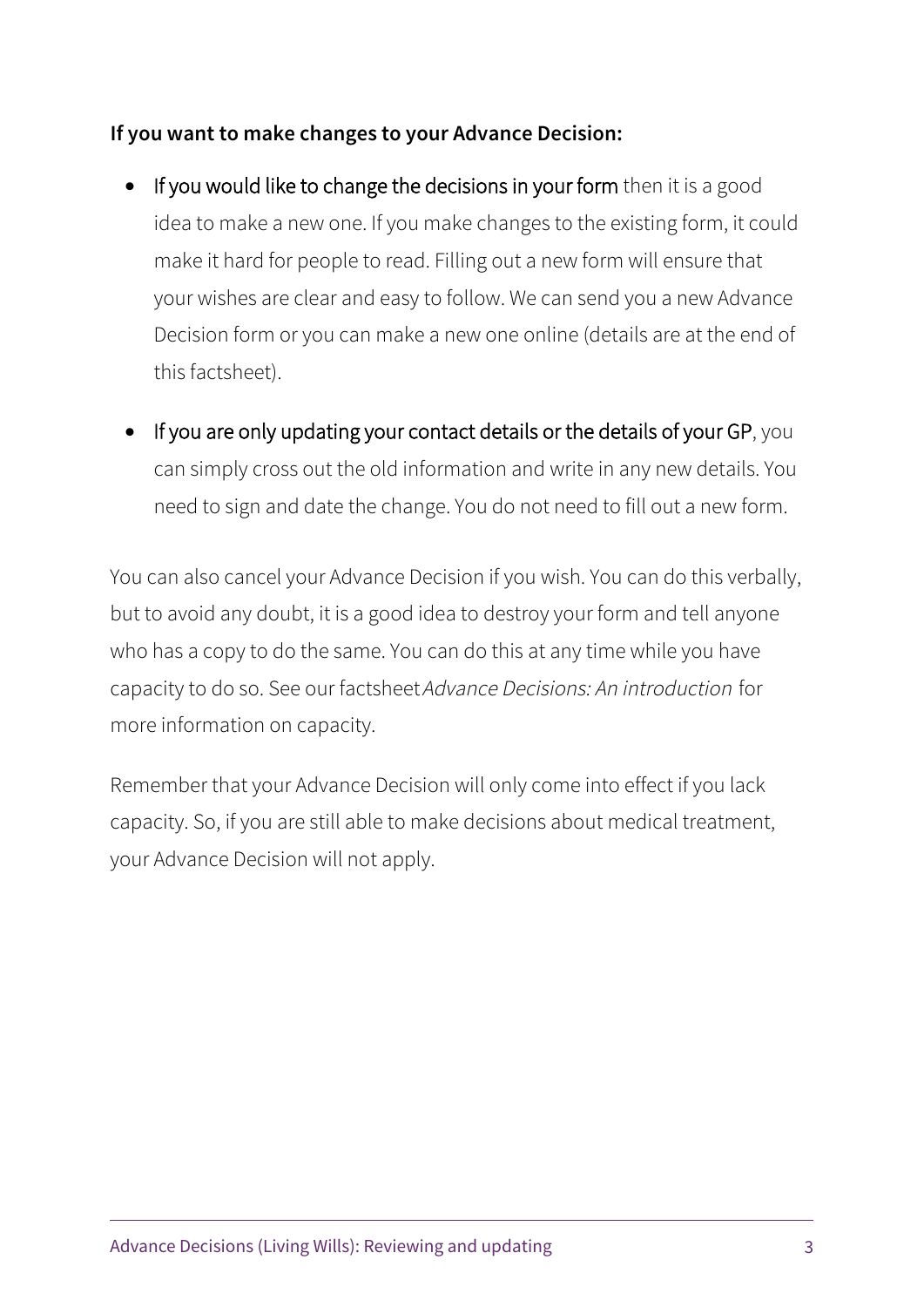**If you want to make changes to your Advance Decision:**

- If you would like to change the decisions in your form then it is a good idea to make a new one. If you make changes to the existing form, it could make it hard for people to read. Filling out a new form will ensure that your wishes are clear and easy to follow. We can send you a new Advance Decision form or you can make a new one online (details are at the end of this factsheet).

- If you are only updating your contact details or the details of your GP, you can simply cross out the old information and write in any new details. You need to sign and date the change. You do not need to fill out a new form.

You can also cancel your Advance Decision if you wish. You can do this verbally, but to avoid any doubt, it is a good idea to destroy your form and tell anyone who has a copy to do the same. You can do this at any time while you have capacity to do so. See our factsheet *Advance Decisions: An introduction* for more information on capacity.

Remember that your Advance Decision will only come into effect if you lack capacity. So, if you are still able to make decisions about medical treatment, your Advance Decision will not apply.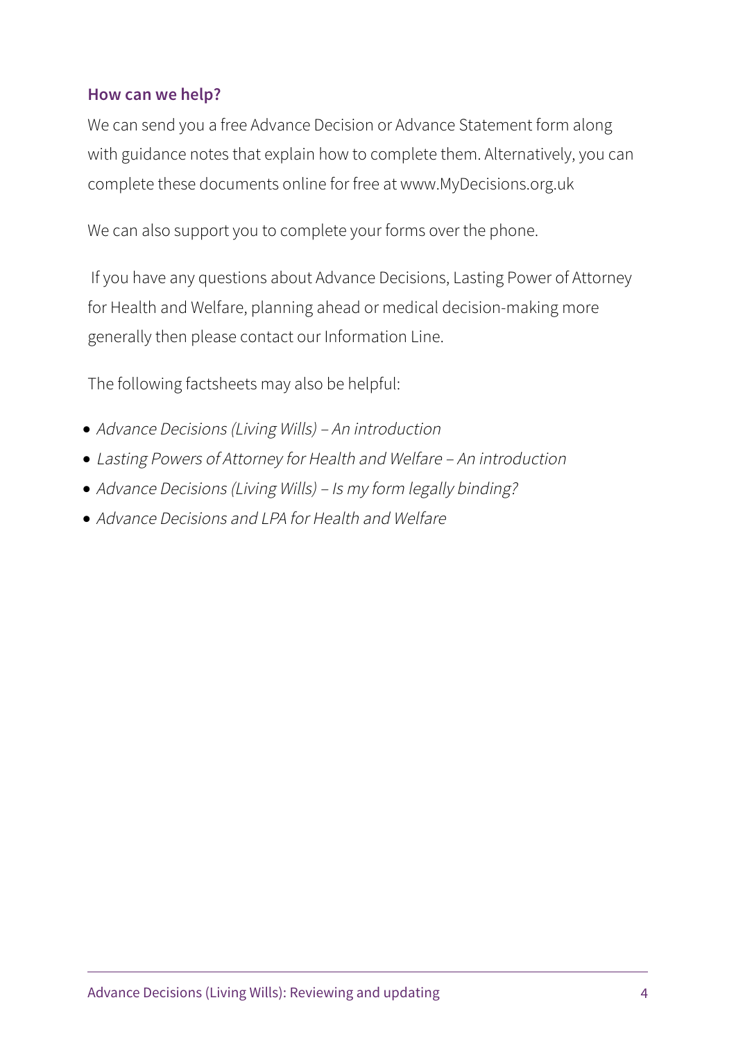### How can we help?

We can send you a free Advance Decision or Advance Statement form along with guidance notes that explain how to complete them. Alternatively, you can complete these documents online for free at www.MyDecisions.org.uk

We can also support you to complete your forms over the phone.

If you have any questions about Advance Decisions, Lasting Power of Attorney for Health and Welfare, planning ahead or medical decision-making more generally then please contact our Information Line.

The following factsheets may also be helpful:

- *Advance Decisions (Living Wills) – An introduction*
- *Lasting Powers of Attorney for Health and Welfare – An introduction*
- *Advance Decisions (Living Wills) – Is my form legally binding?*
- *Advance Decisions and LPA for Health and Welfare*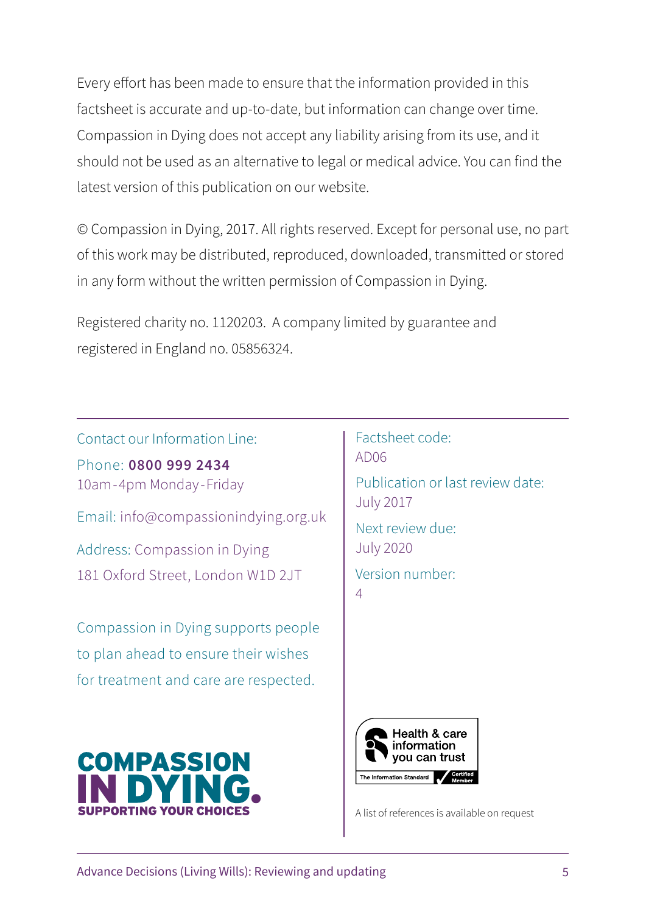Every effort has been made to ensure that the information provided in this factsheet is accurate and up-to-date, but information can change over time. Compassion in Dying does not accept any liability arising from its use, and it should not be used as an alternative to legal or medical advice. You can find the latest version of this publication on our website.

© Compassion in Dying, 2017. All rights reserved. Except for personal use, no part of this work may be distributed, reproduced, downloaded, transmitted or stored in any form without the written permission of Compassion in Dying.

Registered charity no. 1120203. A company limited by guarantee and registered in England no. 05856324.

Contact our Information Line:

Phone: **0800 999 2434**
10am-4pm Monday-Friday

Email: info@compassionindying.org.uk

Address: Compassion in Dying
181 Oxford Street, London W1D 2JT

Compassion in Dying supports people to plan ahead to ensure their wishes for treatment and care are respected.

COMPASSION IN DYING.
SUPPORTING YOUR CHOICES

Factsheet code:
AD06

Publication or last review date:
July 2017

Next review due:
July 2020

Version number:
4

Health & care information you can trust
The Information Standard — Certified Member

A list of references is available on request